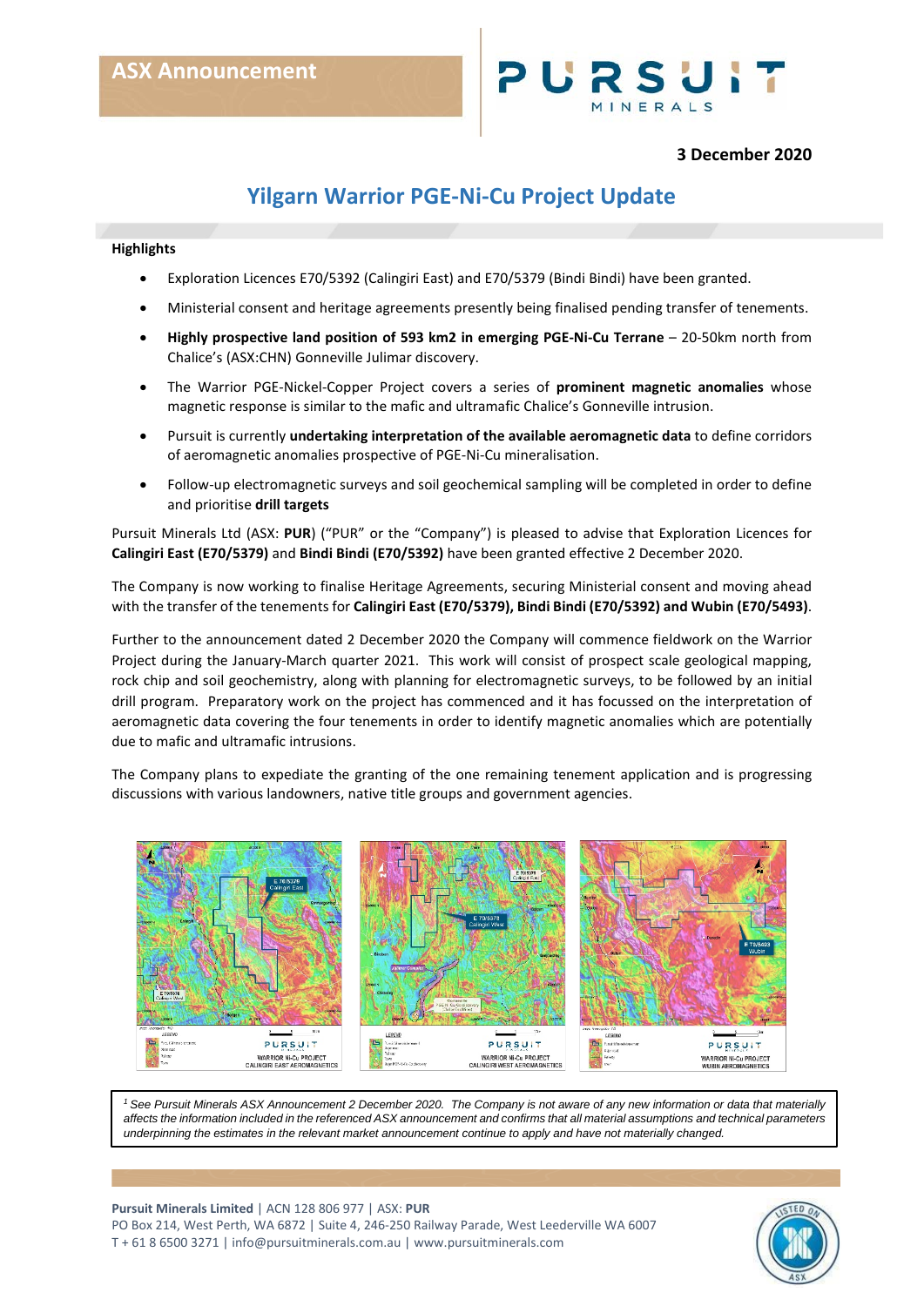ASX Announcement

3 December 2020

# Yilgarn Warrior PGE-Ni-Cu Project Update

**Highlights**

- Exploration Licences E70/5392 (Calingiri East) and E70/5379 (Bindi Bindi) have been granted.
- Ministerial consent and heritage agreements presently being finalised pending transfer of tenements.
- **Highly prospective land position of 593 km2 in emerging PGE-Ni-Cu Terrane** – 20-50km north from Chalice's (ASX:CHN) Gonneville Julimar discovery.
- The Warrior PGE-Nickel-Copper Project covers a series of **prominent magnetic anomalies** whose magnetic response is similar to the mafic and ultramafic Chalice's Gonneville intrusion.
- Pursuit is currently **undertaking interpretation of the available aeromagnetic data** to define corridors of aeromagnetic anomalies prospective of PGE-Ni-Cu mineralisation.
- Follow-up electromagnetic surveys and soil geochemical sampling will be completed in order to define and prioritise **drill targets**

Pursuit Minerals Ltd (ASX: **PUR**) ("PUR" or the "Company") is pleased to advise that Exploration Licences for **Calingiri East (E70/5379)** and **Bindi Bindi (E70/5392)** have been granted effective 2 December 2020.

The Company is now working to finalise Heritage Agreements, securing Ministerial consent and moving ahead with the transfer of the tenements for **Calingiri East (E70/5379), Bindi Bindi (E70/5392) and Wubin (E70/5493)**.

Further to the announcement dated 2 December 2020 the Company will commence fieldwork on the Warrior Project during the January-March quarter 2021. This work will consist of prospect scale geological mapping, rock chip and soil geochemistry, along with planning for electromagnetic surveys, to be followed by an initial drill program. Preparatory work on the project has commenced and it has focussed on the interpretation of aeromagnetic data covering the four tenements in order to identify magnetic anomalies which are potentially due to mafic and ultramafic intrusions.

The Company plans to expediate the granting of the one remaining tenement application and is progressing discussions with various landowners, native title groups and government agencies.

*[1] See Pursuit Minerals ASX Announcement 2 December 2020. The Company is not aware of any new information or data that materially affects the information included in the referenced ASX announcement and confirms that all material assumptions and technical parameters underpinning the estimates in the relevant market announcement continue to apply and have not materially changed.*

**Pursuit Minerals Limited** | ACN 128 806 977 | ASX: **PUR**
PO Box 214, West Perth, WA 6872 | Suite 4, 246-250 Railway Parade, West Leederville WA 6007
T + 61 8 6500 3271 | info@pursuitminerals.com.au | www.pursuitminerals.com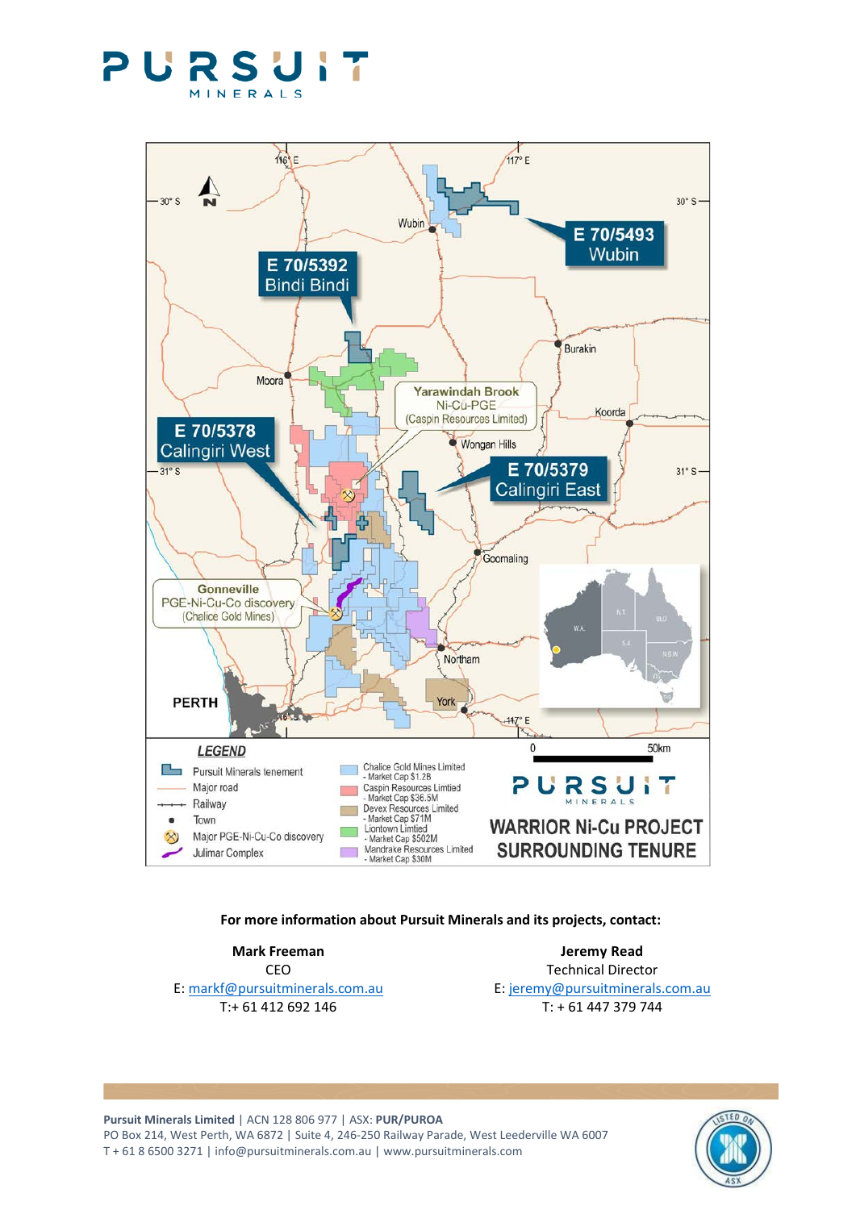For more information about Pursuit Minerals and its projects, contact:

**Mark Freeman**
CEO
E: markf@pursuitminerals.com.au
T:+ 61 412 692 146

**Jeremy Read**
Technical Director
E: jeremy@pursuitminerals.com.au
T: + 61 447 379 744

**Pursuit Minerals Limited** | ACN 128 806 977 | ASX: **PUR/PUROA**
PO Box 214, West Perth, WA 6872 | Suite 4, 246-250 Railway Parade, West Leederville WA 6007
T + 61 8 6500 3271 | info@pursuitminerals.com.au | www.pursuitminerals.com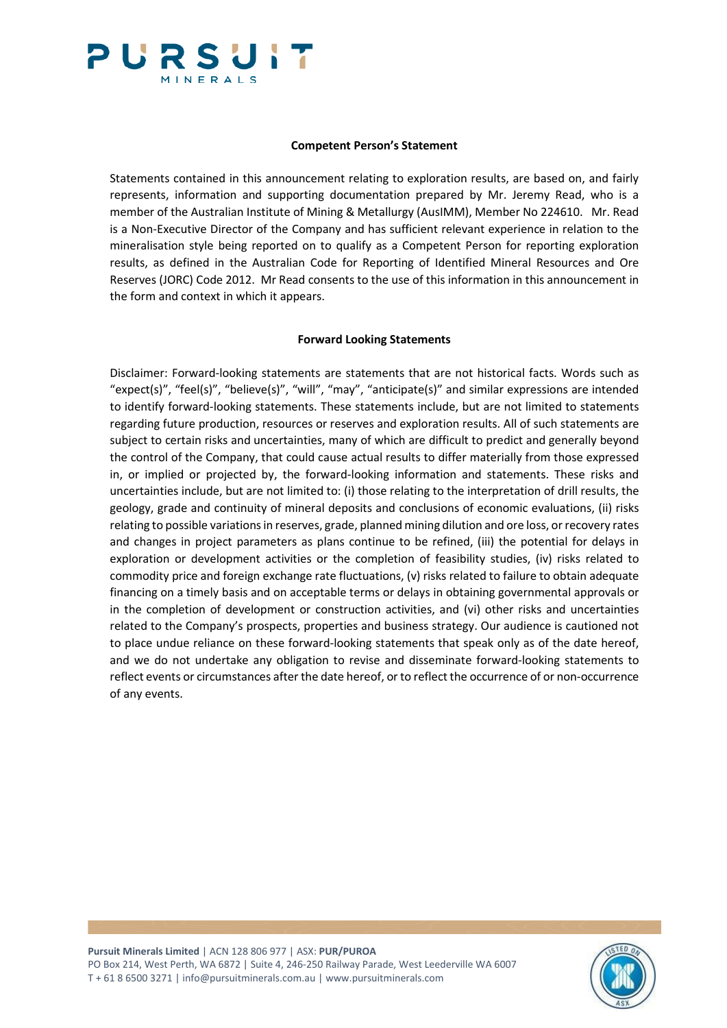## Competent Person's Statement

Statements contained in this announcement relating to exploration results, are based on, and fairly represents, information and supporting documentation prepared by Mr. Jeremy Read, who is a member of the Australian Institute of Mining & Metallurgy (AusIMM), Member No 224610. Mr. Read is a Non-Executive Director of the Company and has sufficient relevant experience in relation to the mineralisation style being reported on to qualify as a Competent Person for reporting exploration results, as defined in the Australian Code for Reporting of Identified Mineral Resources and Ore Reserves (JORC) Code 2012. Mr Read consents to the use of this information in this announcement in the form and context in which it appears.

## Forward Looking Statements

Disclaimer: Forward-looking statements are statements that are not historical facts. Words such as "expect(s)", "feel(s)", "believe(s)", "will", "may", "anticipate(s)" and similar expressions are intended to identify forward-looking statements. These statements include, but are not limited to statements regarding future production, resources or reserves and exploration results. All of such statements are subject to certain risks and uncertainties, many of which are difficult to predict and generally beyond the control of the Company, that could cause actual results to differ materially from those expressed in, or implied or projected by, the forward-looking information and statements. These risks and uncertainties include, but are not limited to: (i) those relating to the interpretation of drill results, the geology, grade and continuity of mineral deposits and conclusions of economic evaluations, (ii) risks relating to possible variations in reserves, grade, planned mining dilution and ore loss, or recovery rates and changes in project parameters as plans continue to be refined, (iii) the potential for delays in exploration or development activities or the completion of feasibility studies, (iv) risks related to commodity price and foreign exchange rate fluctuations, (v) risks related to failure to obtain adequate financing on a timely basis and on acceptable terms or delays in obtaining governmental approvals or in the completion of development or construction activities, and (vi) other risks and uncertainties related to the Company's prospects, properties and business strategy. Our audience is cautioned not to place undue reliance on these forward-looking statements that speak only as of the date hereof, and we do not undertake any obligation to revise and disseminate forward-looking statements to reflect events or circumstances after the date hereof, or to reflect the occurrence of or non-occurrence of any events.